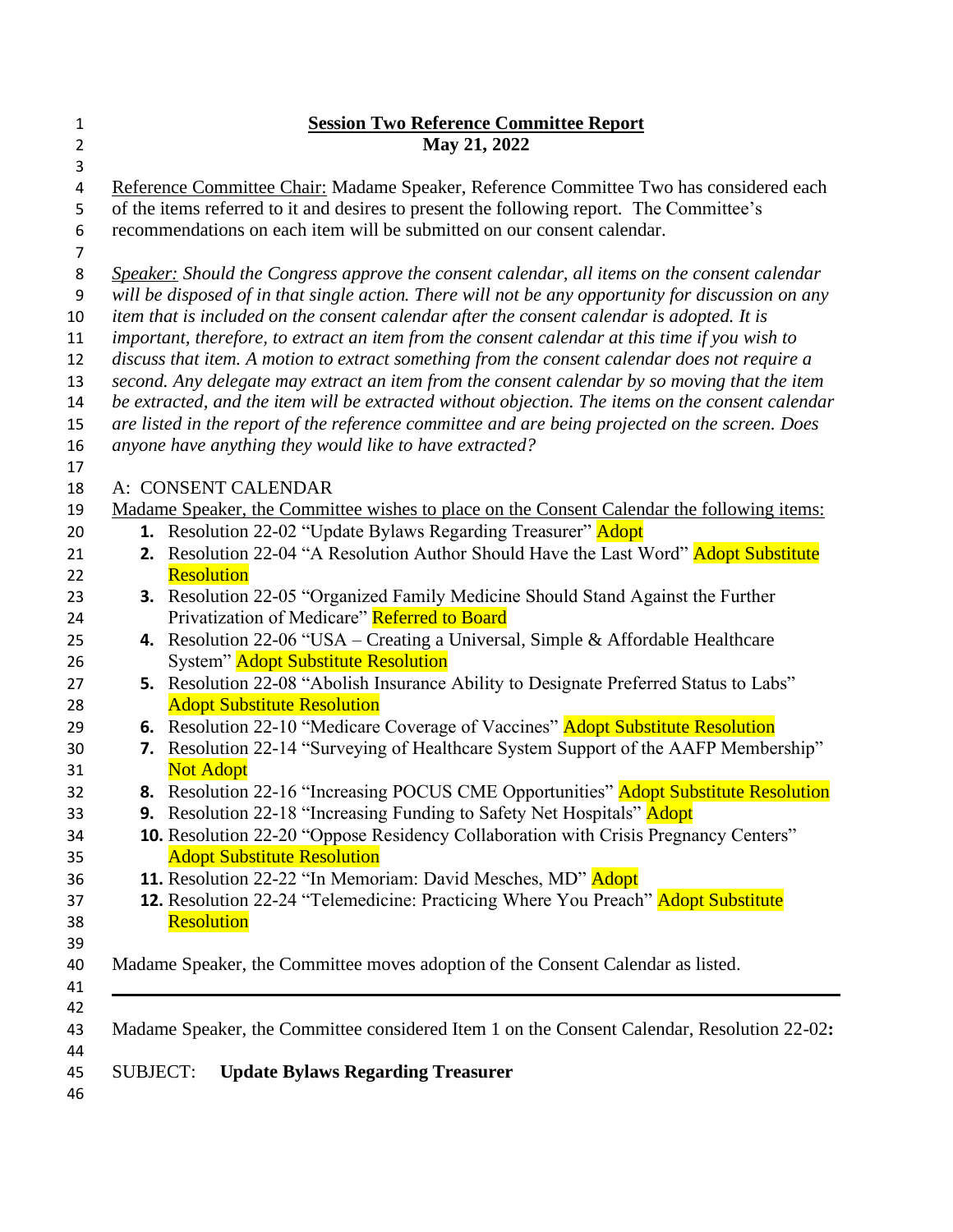# Session Two Reference Committee Report

**May 21, 2022**

Reference Committee Chair: Madame Speaker, Reference Committee Two has considered each of the items referred to it and desires to present the following report. The Committee's recommendations on each item will be submitted on our consent calendar.

*Speaker: Should the Congress approve the consent calendar, all items on the consent calendar will be disposed of in that single action. There will not be any opportunity for discussion on any item that is included on the consent calendar after the consent calendar is adopted. It is important, therefore, to extract an item from the consent calendar at this time if you wish to discuss that item. A motion to extract something from the consent calendar does not require a second. Any delegate may extract an item from the consent calendar by so moving that the item be extracted, and the item will be extracted without objection. The items on the consent calendar are listed in the report of the reference committee and are being projected on the screen. Does anyone have anything they would like to have extracted?*

A: CONSENT CALENDAR

Madame Speaker, the Committee wishes to place on the Consent Calendar the following items:

1. Resolution 22-02 "Update Bylaws Regarding Treasurer" Adopt
2. Resolution 22-04 "A Resolution Author Should Have the Last Word" Adopt Substitute Resolution
3. Resolution 22-05 "Organized Family Medicine Should Stand Against the Further Privatization of Medicare" Referred to Board
4. Resolution 22-06 "USA – Creating a Universal, Simple & Affordable Healthcare System" Adopt Substitute Resolution
5. Resolution 22-08 "Abolish Insurance Ability to Designate Preferred Status to Labs" Adopt Substitute Resolution
6. Resolution 22-10 "Medicare Coverage of Vaccines" Adopt Substitute Resolution
7. Resolution 22-14 "Surveying of Healthcare System Support of the AAFP Membership" Not Adopt
8. Resolution 22-16 "Increasing POCUS CME Opportunities" Adopt Substitute Resolution
9. Resolution 22-18 "Increasing Funding to Safety Net Hospitals" Adopt
10. Resolution 22-20 "Oppose Residency Collaboration with Crisis Pregnancy Centers" Adopt Substitute Resolution
11. Resolution 22-22 "In Memoriam: David Mesches, MD" Adopt
12. Resolution 22-24 "Telemedicine: Practicing Where You Preach" Adopt Substitute Resolution

Madame Speaker, the Committee moves adoption of the Consent Calendar as listed.

---

Madame Speaker, the Committee considered Item 1 on the Consent Calendar, Resolution 22-02**:**

SUBJECT: **Update Bylaws Regarding Treasurer**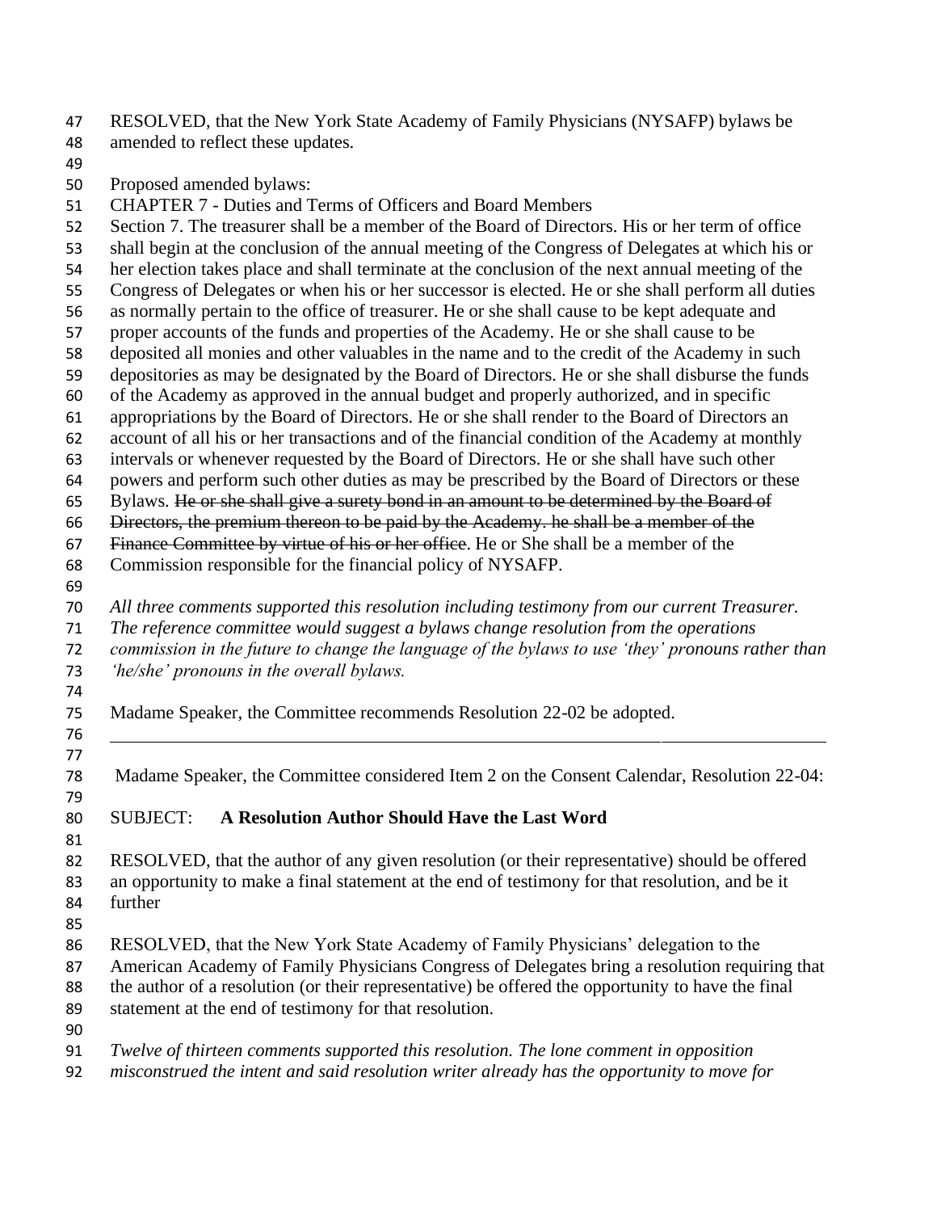RESOLVED, that the New York State Academy of Family Physicians (NYSAFP) bylaws be amended to reflect these updates.

Proposed amended bylaws:

CHAPTER 7 - Duties and Terms of Officers and Board Members

Section 7. The treasurer shall be a member of the Board of Directors. His or her term of office shall begin at the conclusion of the annual meeting of the Congress of Delegates at which his or her election takes place and shall terminate at the conclusion of the next annual meeting of the Congress of Delegates or when his or her successor is elected. He or she shall perform all duties as normally pertain to the office of treasurer. He or she shall cause to be kept adequate and proper accounts of the funds and properties of the Academy. He or she shall cause to be deposited all monies and other valuables in the name and to the credit of the Academy in such depositories as may be designated by the Board of Directors. He or she shall disburse the funds of the Academy as approved in the annual budget and properly authorized, and in specific appropriations by the Board of Directors. He or she shall render to the Board of Directors an account of all his or her transactions and of the financial condition of the Academy at monthly intervals or whenever requested by the Board of Directors. He or she shall have such other powers and perform such other duties as may be prescribed by the Board of Directors or these Bylaws. ~~He or she shall give a surety bond in an amount to be determined by the Board of Directors, the premium thereon to be paid by the Academy. he shall be a member of the Finance Committee by virtue of his or her office~~. He or She shall be a member of the Commission responsible for the financial policy of NYSAFP.

*All three comments supported this resolution including testimony from our current Treasurer. The reference committee would suggest a bylaws change resolution from the operations commission in the future to change the language of the bylaws to use 'they' pronouns rather than 'he/she' pronouns in the overall bylaws.*

Madame Speaker, the Committee recommends Resolution 22-02 be adopted.

---

Madame Speaker, the Committee considered Item 2 on the Consent Calendar, Resolution 22-04:

SUBJECT: **A Resolution Author Should Have the Last Word**

RESOLVED, that the author of any given resolution (or their representative) should be offered an opportunity to make a final statement at the end of testimony for that resolution, and be it further

RESOLVED, that the New York State Academy of Family Physicians' delegation to the American Academy of Family Physicians Congress of Delegates bring a resolution requiring that the author of a resolution (or their representative) be offered the opportunity to have the final statement at the end of testimony for that resolution.

*Twelve of thirteen comments supported this resolution. The lone comment in opposition misconstrued the intent and said resolution writer already has the opportunity to move for*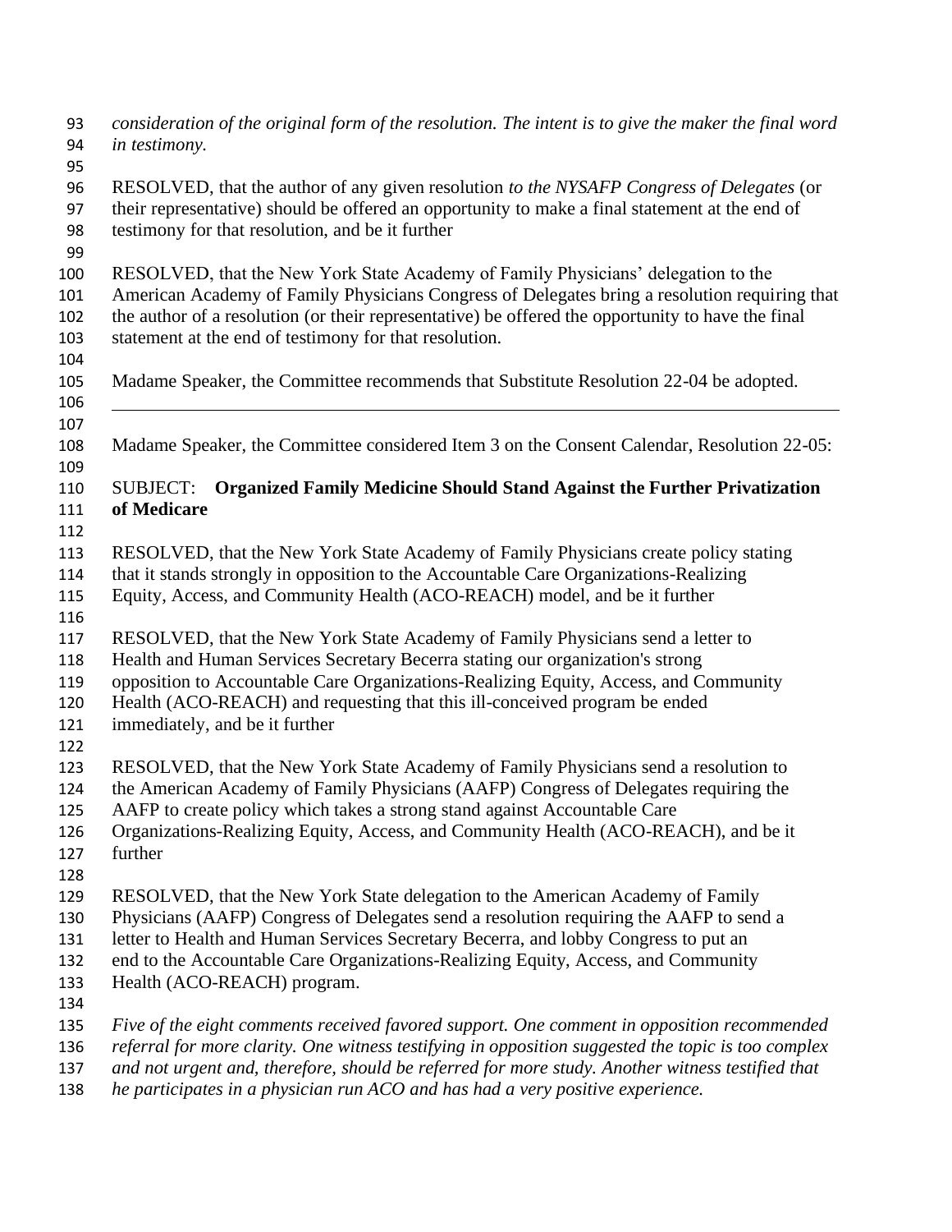*consideration of the original form of the resolution. The intent is to give the maker the final word in testimony.*

RESOLVED, that the author of any given resolution *to the NYSAFP Congress of Delegates* (or their representative) should be offered an opportunity to make a final statement at the end of testimony for that resolution, and be it further

RESOLVED, that the New York State Academy of Family Physicians' delegation to the American Academy of Family Physicians Congress of Delegates bring a resolution requiring that the author of a resolution (or their representative) be offered the opportunity to have the final statement at the end of testimony for that resolution.

Madame Speaker, the Committee recommends that Substitute Resolution 22-04 be adopted.

---

Madame Speaker, the Committee considered Item 3 on the Consent Calendar, Resolution 22-05:

SUBJECT: **Organized Family Medicine Should Stand Against the Further Privatization of Medicare**

RESOLVED, that the New York State Academy of Family Physicians create policy stating that it stands strongly in opposition to the Accountable Care Organizations-Realizing Equity, Access, and Community Health (ACO-REACH) model, and be it further

RESOLVED, that the New York State Academy of Family Physicians send a letter to Health and Human Services Secretary Becerra stating our organization's strong opposition to Accountable Care Organizations-Realizing Equity, Access, and Community Health (ACO-REACH) and requesting that this ill-conceived program be ended immediately, and be it further

RESOLVED, that the New York State Academy of Family Physicians send a resolution to the American Academy of Family Physicians (AAFP) Congress of Delegates requiring the AAFP to create policy which takes a strong stand against Accountable Care Organizations-Realizing Equity, Access, and Community Health (ACO-REACH), and be it further

RESOLVED, that the New York State delegation to the American Academy of Family Physicians (AAFP) Congress of Delegates send a resolution requiring the AAFP to send a letter to Health and Human Services Secretary Becerra, and lobby Congress to put an end to the Accountable Care Organizations-Realizing Equity, Access, and Community Health (ACO-REACH) program.

*Five of the eight comments received favored support. One comment in opposition recommended referral for more clarity. One witness testifying in opposition suggested the topic is too complex and not urgent and, therefore, should be referred for more study. Another witness testified that he participates in a physician run ACO and has had a very positive experience.*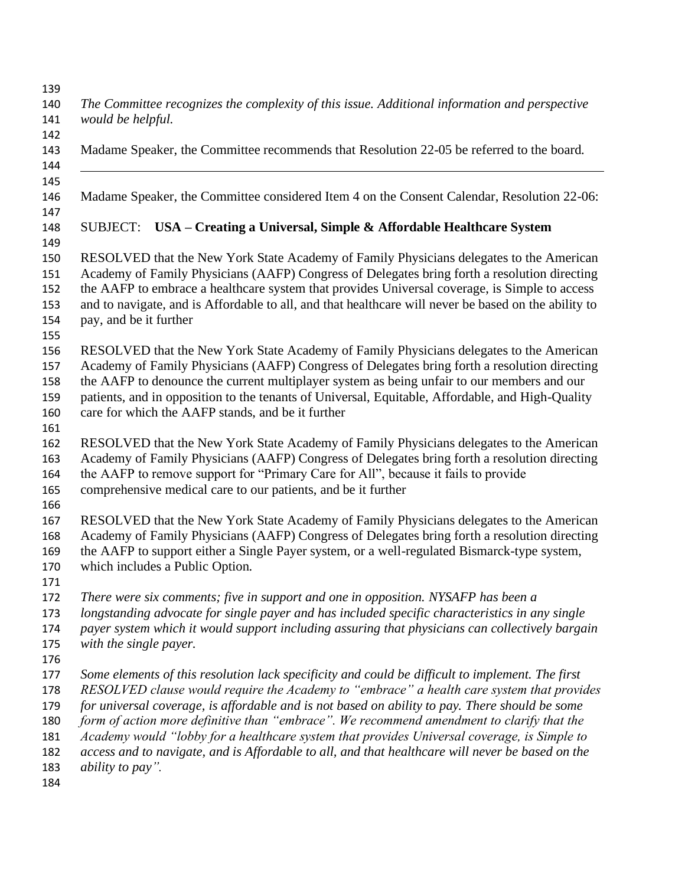*The Committee recognizes the complexity of this issue. Additional information and perspective would be helpful.*

Madame Speaker, the Committee recommends that Resolution 22-05 be referred to the board.

---

Madame Speaker, the Committee considered Item 4 on the Consent Calendar, Resolution 22-06:

SUBJECT: **USA – Creating a Universal, Simple & Affordable Healthcare System**

RESOLVED that the New York State Academy of Family Physicians delegates to the American Academy of Family Physicians (AAFP) Congress of Delegates bring forth a resolution directing the AAFP to embrace a healthcare system that provides Universal coverage, is Simple to access and to navigate, and is Affordable to all, and that healthcare will never be based on the ability to pay, and be it further

RESOLVED that the New York State Academy of Family Physicians delegates to the American Academy of Family Physicians (AAFP) Congress of Delegates bring forth a resolution directing the AAFP to denounce the current multiplayer system as being unfair to our members and our patients, and in opposition to the tenants of Universal, Equitable, Affordable, and High-Quality care for which the AAFP stands, and be it further

RESOLVED that the New York State Academy of Family Physicians delegates to the American Academy of Family Physicians (AAFP) Congress of Delegates bring forth a resolution directing the AAFP to remove support for "Primary Care for All", because it fails to provide comprehensive medical care to our patients, and be it further

RESOLVED that the New York State Academy of Family Physicians delegates to the American Academy of Family Physicians (AAFP) Congress of Delegates bring forth a resolution directing the AAFP to support either a Single Payer system, or a well-regulated Bismarck-type system, which includes a Public Option.

*There were six comments; five in support and one in opposition. NYSAFP has been a longstanding advocate for single payer and has included specific characteristics in any single payer system which it would support including assuring that physicians can collectively bargain with the single payer.*

*Some elements of this resolution lack specificity and could be difficult to implement. The first RESOLVED clause would require the Academy to "embrace" a health care system that provides for universal coverage, is affordable and is not based on ability to pay. There should be some form of action more definitive than "embrace". We recommend amendment to clarify that the Academy would "lobby for a healthcare system that provides Universal coverage, is Simple to access and to navigate, and is Affordable to all, and that healthcare will never be based on the ability to pay".*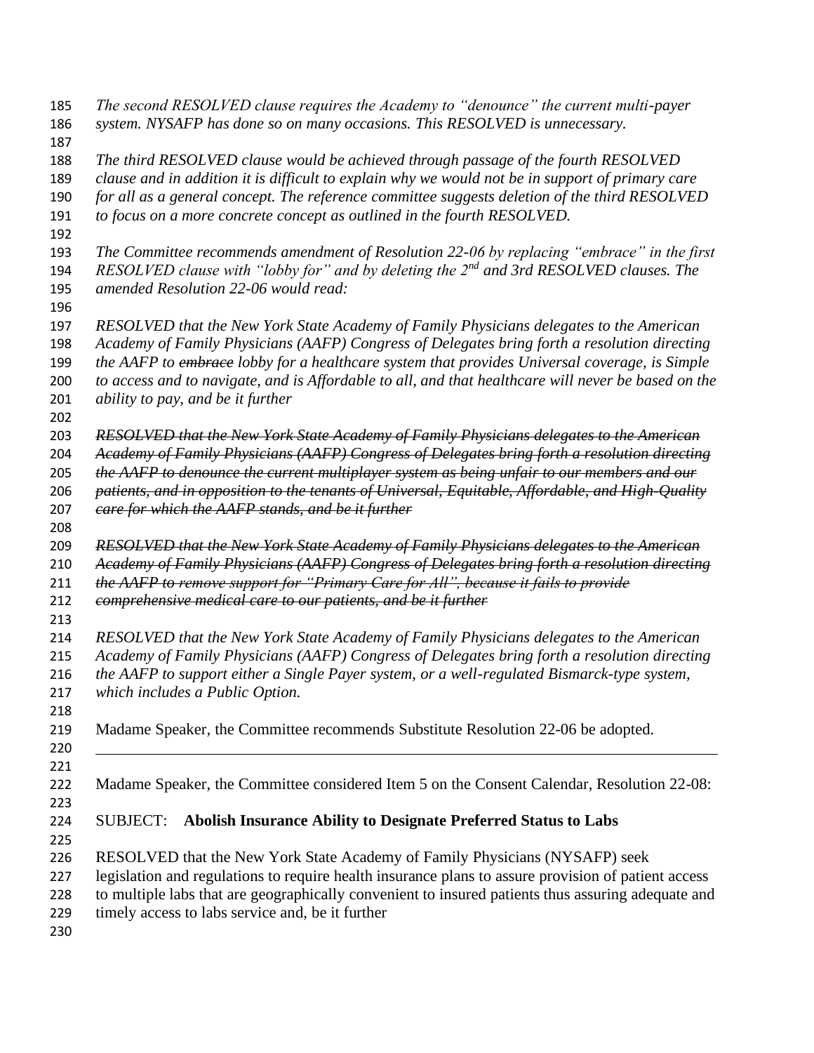*The second RESOLVED clause requires the Academy to "denounce" the current multi-payer system. NYSAFP has done so on many occasions. This RESOLVED is unnecessary.*

*The third RESOLVED clause would be achieved through passage of the fourth RESOLVED clause and in addition it is difficult to explain why we would not be in support of primary care for all as a general concept. The reference committee suggests deletion of the third RESOLVED to focus on a more concrete concept as outlined in the fourth RESOLVED.*

*The Committee recommends amendment of Resolution 22-06 by replacing "embrace" in the first RESOLVED clause with "lobby for" and by deleting the 2nd and 3rd RESOLVED clauses. The amended Resolution 22-06 would read:*

*RESOLVED that the New York State Academy of Family Physicians delegates to the American Academy of Family Physicians (AAFP) Congress of Delegates bring forth a resolution directing the AAFP to ~~embrace~~ lobby for a healthcare system that provides Universal coverage, is Simple to access and to navigate, and is Affordable to all, and that healthcare will never be based on the ability to pay, and be it further*

*~~RESOLVED that the New York State Academy of Family Physicians delegates to the American Academy of Family Physicians (AAFP) Congress of Delegates bring forth a resolution directing the AAFP to denounce the current multiplayer system as being unfair to our members and our patients, and in opposition to the tenants of Universal, Equitable, Affordable, and High-Quality care for which the AAFP stands, and be it further~~*

*~~RESOLVED that the New York State Academy of Family Physicians delegates to the American Academy of Family Physicians (AAFP) Congress of Delegates bring forth a resolution directing the AAFP to remove support for "Primary Care for All", because it fails to provide comprehensive medical care to our patients, and be it further~~*

*RESOLVED that the New York State Academy of Family Physicians delegates to the American Academy of Family Physicians (AAFP) Congress of Delegates bring forth a resolution directing the AAFP to support either a Single Payer system, or a well-regulated Bismarck-type system, which includes a Public Option.*

Madame Speaker, the Committee recommends Substitute Resolution 22-06 be adopted.

---

Madame Speaker, the Committee considered Item 5 on the Consent Calendar, Resolution 22-08:

SUBJECT: **Abolish Insurance Ability to Designate Preferred Status to Labs**

RESOLVED that the New York State Academy of Family Physicians (NYSAFP) seek legislation and regulations to require health insurance plans to assure provision of patient access to multiple labs that are geographically convenient to insured patients thus assuring adequate and timely access to labs service and, be it further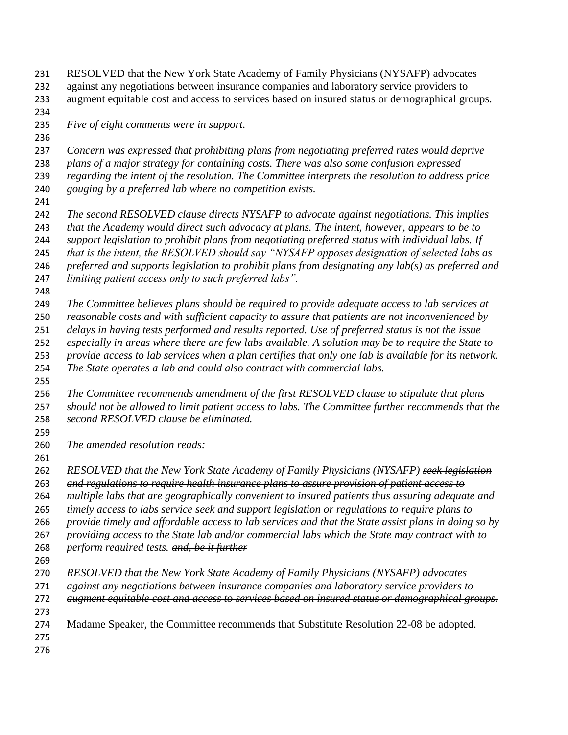RESOLVED that the New York State Academy of Family Physicians (NYSAFP) advocates against any negotiations between insurance companies and laboratory service providers to augment equitable cost and access to services based on insured status or demographical groups.

*Five of eight comments were in support.*

*Concern was expressed that prohibiting plans from negotiating preferred rates would deprive plans of a major strategy for containing costs. There was also some confusion expressed regarding the intent of the resolution. The Committee interprets the resolution to address price gouging by a preferred lab where no competition exists.*

*The second RESOLVED clause directs NYSAFP to advocate against negotiations. This implies that the Academy would direct such advocacy at plans. The intent, however, appears to be to support legislation to prohibit plans from negotiating preferred status with individual labs. If that is the intent, the RESOLVED should say "NYSAFP opposes designation of selected labs as preferred and supports legislation to prohibit plans from designating any lab(s) as preferred and limiting patient access only to such preferred labs".*

*The Committee believes plans should be required to provide adequate access to lab services at reasonable costs and with sufficient capacity to assure that patients are not inconvenienced by delays in having tests performed and results reported. Use of preferred status is not the issue especially in areas where there are few labs available. A solution may be to require the State to provide access to lab services when a plan certifies that only one lab is available for its network. The State operates a lab and could also contract with commercial labs.*

*The Committee recommends amendment of the first RESOLVED clause to stipulate that plans should not be allowed to limit patient access to labs. The Committee further recommends that the second RESOLVED clause be eliminated.*

*The amended resolution reads:*

*RESOLVED that the New York State Academy of Family Physicians (NYSAFP) ~~seek legislation and regulations to require health insurance plans to assure provision of patient access to multiple labs that are geographically convenient to insured patients thus assuring adequate and timely access to labs service~~ seek and support legislation or regulations to require plans to provide timely and affordable access to lab services and that the State assist plans in doing so by providing access to the State lab and/or commercial labs which the State may contract with to perform required tests. ~~and, be it further~~*

*~~RESOLVED that the New York State Academy of Family Physicians (NYSAFP) advocates against any negotiations between insurance companies and laboratory service providers to augment equitable cost and access to services based on insured status or demographical groups.~~*

Madame Speaker, the Committee recommends that Substitute Resolution 22-08 be adopted.

---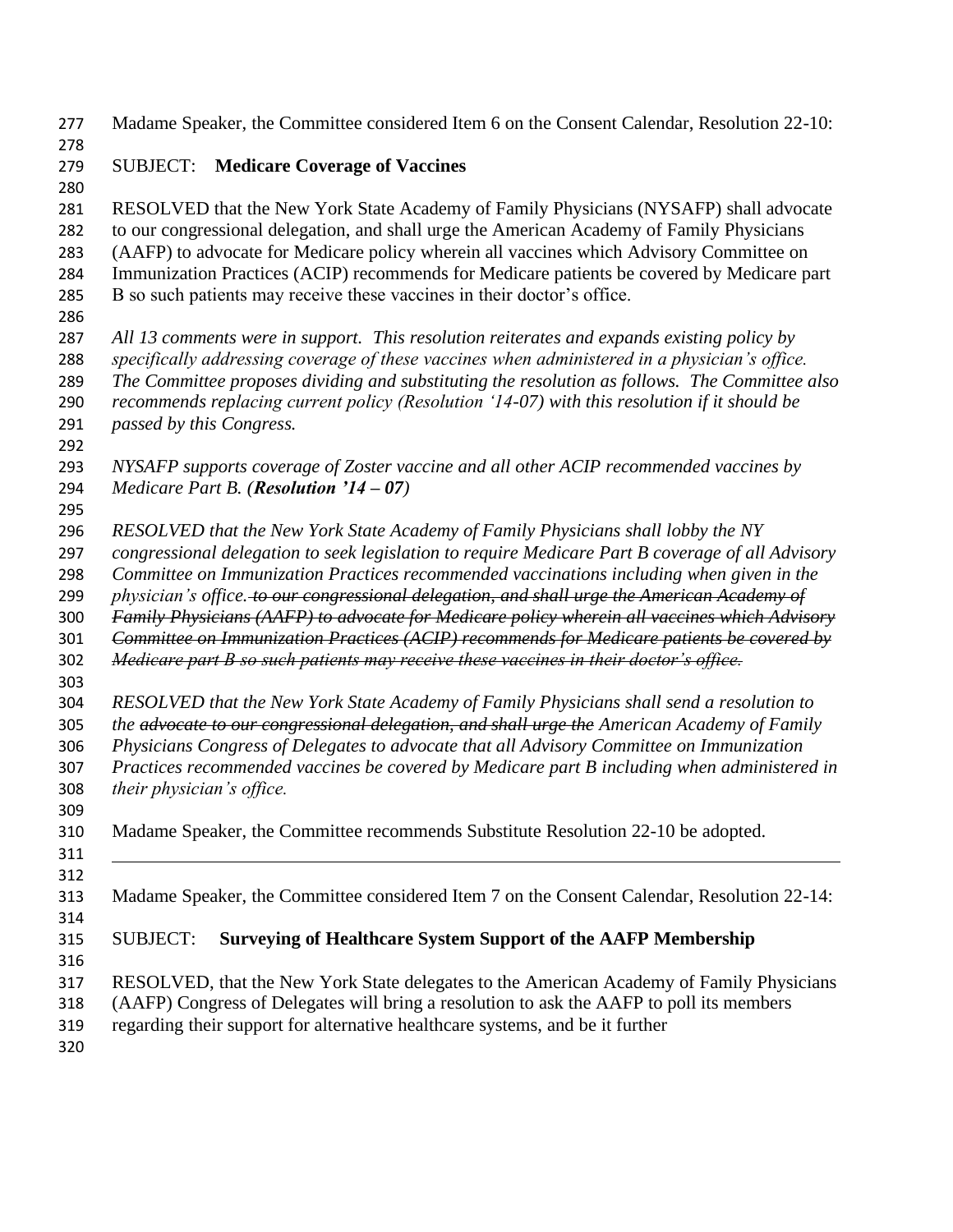Madame Speaker, the Committee considered Item 6 on the Consent Calendar, Resolution 22-10:

SUBJECT: **Medicare Coverage of Vaccines**

RESOLVED that the New York State Academy of Family Physicians (NYSAFP) shall advocate to our congressional delegation, and shall urge the American Academy of Family Physicians (AAFP) to advocate for Medicare policy wherein all vaccines which Advisory Committee on Immunization Practices (ACIP) recommends for Medicare patients be covered by Medicare part B so such patients may receive these vaccines in their doctor's office.

*All 13 comments were in support. This resolution reiterates and expands existing policy by specifically addressing coverage of these vaccines when administered in a physician's office. The Committee proposes dividing and substituting the resolution as follows. The Committee also recommends replacing current policy (Resolution '14-07) with this resolution if it should be passed by this Congress.*

*NYSAFP supports coverage of Zoster vaccine and all other ACIP recommended vaccines by Medicare Part B. (**Resolution '14 – 07**)*

*RESOLVED that the New York State Academy of Family Physicians shall lobby the NY congressional delegation to seek legislation to require Medicare Part B coverage of all Advisory Committee on Immunization Practices recommended vaccinations including when given in the physician's office. ~~to our congressional delegation, and shall urge the American Academy of Family Physicians (AAFP) to advocate for Medicare policy wherein all vaccines which Advisory Committee on Immunization Practices (ACIP) recommends for Medicare patients be covered by Medicare part B so such patients may receive these vaccines in their doctor's office.~~*

*RESOLVED that the New York State Academy of Family Physicians shall send a resolution to the ~~advocate to our congressional delegation, and shall urge the~~ American Academy of Family Physicians Congress of Delegates to advocate that all Advisory Committee on Immunization Practices recommended vaccines be covered by Medicare part B including when administered in their physician's office.*

Madame Speaker, the Committee recommends Substitute Resolution 22-10 be adopted.

---

Madame Speaker, the Committee considered Item 7 on the Consent Calendar, Resolution 22-14:

SUBJECT: **Surveying of Healthcare System Support of the AAFP Membership**

RESOLVED, that the New York State delegates to the American Academy of Family Physicians (AAFP) Congress of Delegates will bring a resolution to ask the AAFP to poll its members regarding their support for alternative healthcare systems, and be it further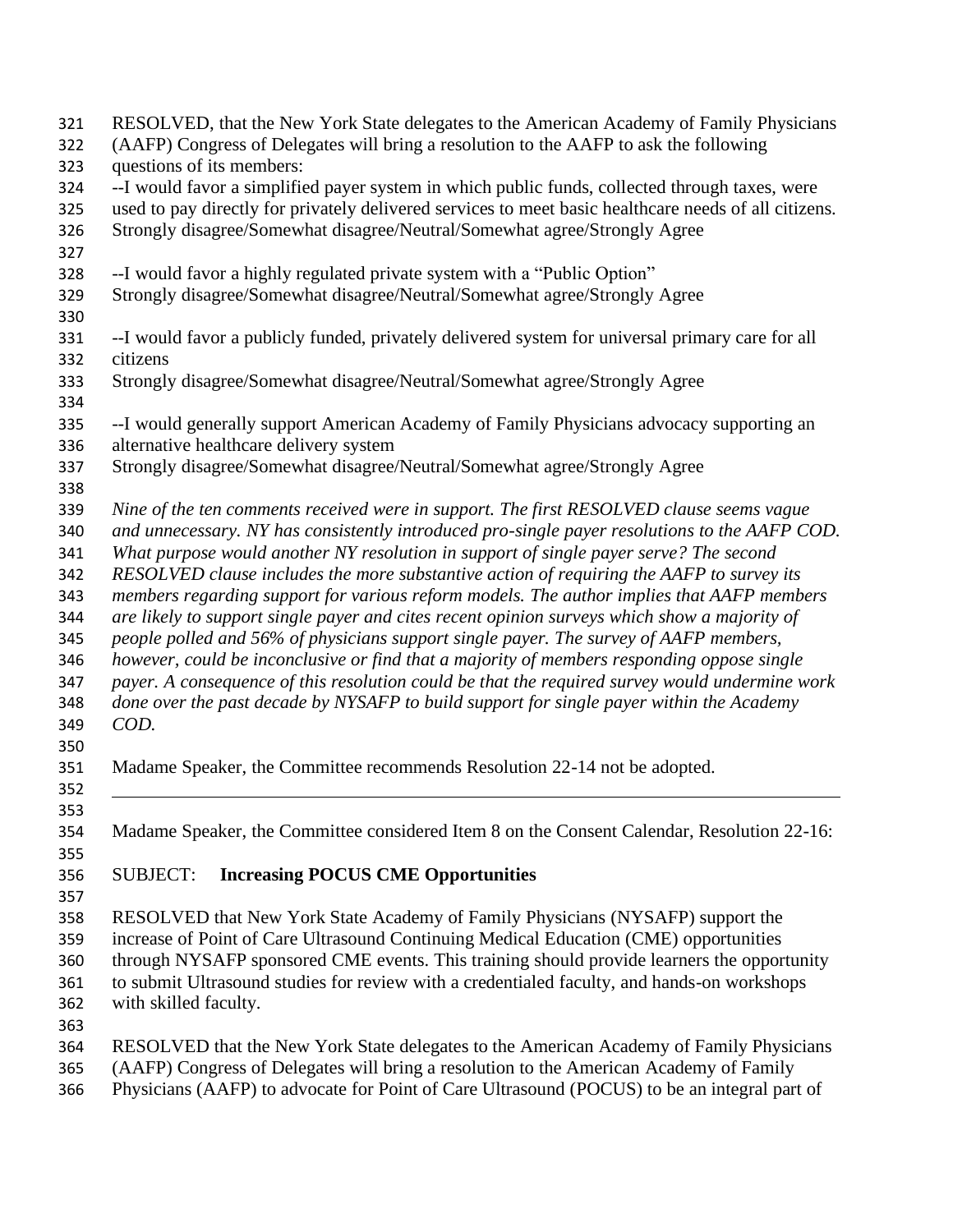RESOLVED, that the New York State delegates to the American Academy of Family Physicians (AAFP) Congress of Delegates will bring a resolution to the AAFP to ask the following questions of its members:

--I would favor a simplified payer system in which public funds, collected through taxes, were used to pay directly for privately delivered services to meet basic healthcare needs of all citizens.
Strongly disagree/Somewhat disagree/Neutral/Somewhat agree/Strongly Agree

--I would favor a highly regulated private system with a "Public Option"
Strongly disagree/Somewhat disagree/Neutral/Somewhat agree/Strongly Agree

--I would favor a publicly funded, privately delivered system for universal primary care for all citizens
Strongly disagree/Somewhat disagree/Neutral/Somewhat agree/Strongly Agree

--I would generally support American Academy of Family Physicians advocacy supporting an alternative healthcare delivery system
Strongly disagree/Somewhat disagree/Neutral/Somewhat agree/Strongly Agree

*Nine of the ten comments received were in support. The first RESOLVED clause seems vague and unnecessary. NY has consistently introduced pro-single payer resolutions to the AAFP COD. What purpose would another NY resolution in support of single payer serve? The second RESOLVED clause includes the more substantive action of requiring the AAFP to survey its members regarding support for various reform models. The author implies that AAFP members are likely to support single payer and cites recent opinion surveys which show a majority of people polled and 56% of physicians support single payer. The survey of AAFP members, however, could be inconclusive or find that a majority of members responding oppose single payer. A consequence of this resolution could be that the required survey would undermine work done over the past decade by NYSAFP to build support for single payer within the Academy COD.*

Madame Speaker, the Committee recommends Resolution 22-14 not be adopted.

---

Madame Speaker, the Committee considered Item 8 on the Consent Calendar, Resolution 22-16:

SUBJECT: **Increasing POCUS CME Opportunities**

RESOLVED that New York State Academy of Family Physicians (NYSAFP) support the increase of Point of Care Ultrasound Continuing Medical Education (CME) opportunities through NYSAFP sponsored CME events. This training should provide learners the opportunity to submit Ultrasound studies for review with a credentialed faculty, and hands-on workshops with skilled faculty.

RESOLVED that the New York State delegates to the American Academy of Family Physicians (AAFP) Congress of Delegates will bring a resolution to the American Academy of Family Physicians (AAFP) to advocate for Point of Care Ultrasound (POCUS) to be an integral part of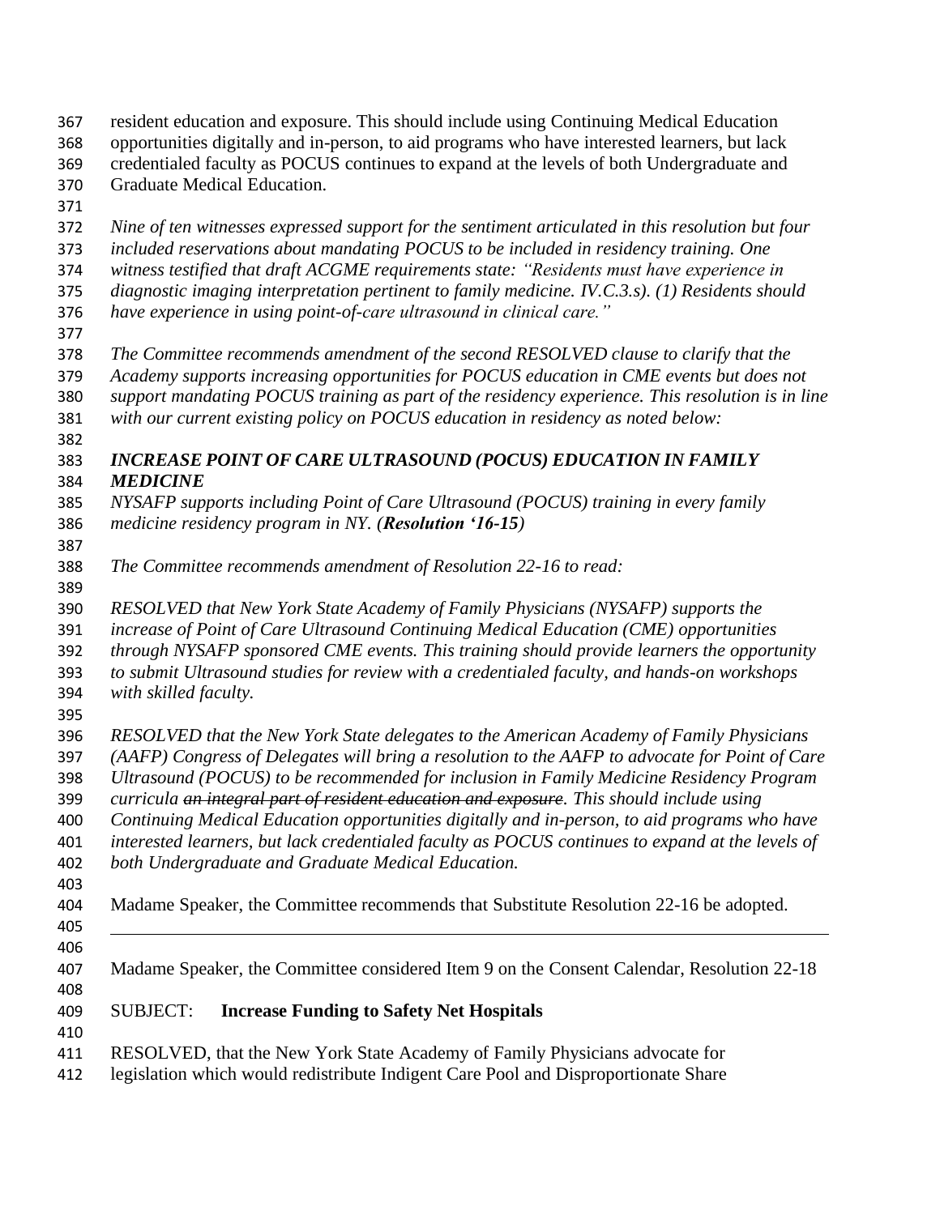resident education and exposure. This should include using Continuing Medical Education opportunities digitally and in-person, to aid programs who have interested learners, but lack credentialed faculty as POCUS continues to expand at the levels of both Undergraduate and Graduate Medical Education.

*Nine of ten witnesses expressed support for the sentiment articulated in this resolution but four included reservations about mandating POCUS to be included in residency training. One witness testified that draft ACGME requirements state: "Residents must have experience in diagnostic imaging interpretation pertinent to family medicine. IV.C.3.s). (1) Residents should have experience in using point-of-care ultrasound in clinical care."*

*The Committee recommends amendment of the second RESOLVED clause to clarify that the Academy supports increasing opportunities for POCUS education in CME events but does not support mandating POCUS training as part of the residency experience. This resolution is in line with our current existing policy on POCUS education in residency as noted below:*

***INCREASE POINT OF CARE ULTRASOUND (POCUS) EDUCATION IN FAMILY MEDICINE***

*NYSAFP supports including Point of Care Ultrasound (POCUS) training in every family medicine residency program in NY. (**Resolution '16-15**)*

*The Committee recommends amendment of Resolution 22-16 to read:*

*RESOLVED that New York State Academy of Family Physicians (NYSAFP) supports the increase of Point of Care Ultrasound Continuing Medical Education (CME) opportunities through NYSAFP sponsored CME events. This training should provide learners the opportunity to submit Ultrasound studies for review with a credentialed faculty, and hands-on workshops with skilled faculty.*

*RESOLVED that the New York State delegates to the American Academy of Family Physicians (AAFP) Congress of Delegates will bring a resolution to the AAFP to advocate for Point of Care Ultrasound (POCUS) to be recommended for inclusion in Family Medicine Residency Program curricula ~~an integral part of resident education and exposure~~. This should include using Continuing Medical Education opportunities digitally and in-person, to aid programs who have interested learners, but lack credentialed faculty as POCUS continues to expand at the levels of both Undergraduate and Graduate Medical Education.*

Madame Speaker, the Committee recommends that Substitute Resolution 22-16 be adopted.

---

Madame Speaker, the Committee considered Item 9 on the Consent Calendar, Resolution 22-18

SUBJECT: **Increase Funding to Safety Net Hospitals**

RESOLVED, that the New York State Academy of Family Physicians advocate for legislation which would redistribute Indigent Care Pool and Disproportionate Share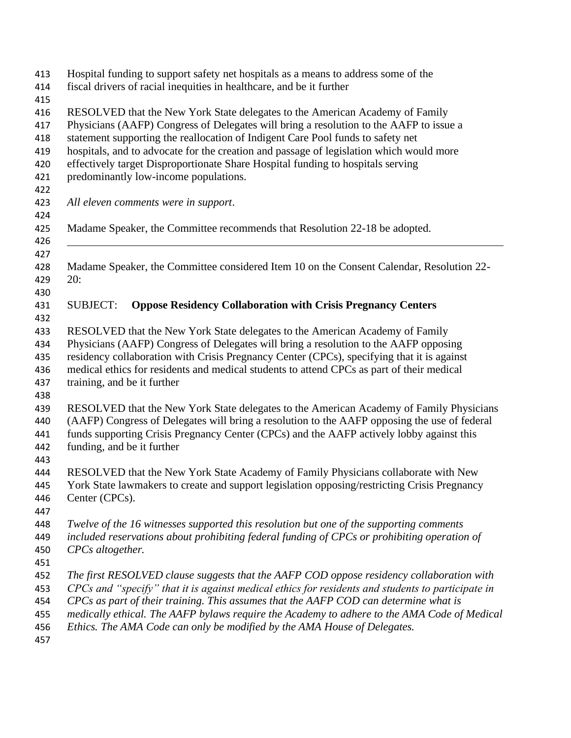Hospital funding to support safety net hospitals as a means to address some of the fiscal drivers of racial inequities in healthcare, and be it further

RESOLVED that the New York State delegates to the American Academy of Family Physicians (AAFP) Congress of Delegates will bring a resolution to the AAFP to issue a statement supporting the reallocation of Indigent Care Pool funds to safety net hospitals, and to advocate for the creation and passage of legislation which would more effectively target Disproportionate Share Hospital funding to hospitals serving predominantly low-income populations.

*All eleven comments were in support*.

Madame Speaker, the Committee recommends that Resolution 22-18 be adopted.

---

Madame Speaker, the Committee considered Item 10 on the Consent Calendar, Resolution 22-20:

SUBJECT: **Oppose Residency Collaboration with Crisis Pregnancy Centers**

RESOLVED that the New York State delegates to the American Academy of Family Physicians (AAFP) Congress of Delegates will bring a resolution to the AAFP opposing residency collaboration with Crisis Pregnancy Center (CPCs), specifying that it is against medical ethics for residents and medical students to attend CPCs as part of their medical training, and be it further

RESOLVED that the New York State delegates to the American Academy of Family Physicians (AAFP) Congress of Delegates will bring a resolution to the AAFP opposing the use of federal funds supporting Crisis Pregnancy Center (CPCs) and the AAFP actively lobby against this funding, and be it further

RESOLVED that the New York State Academy of Family Physicians collaborate with New York State lawmakers to create and support legislation opposing/restricting Crisis Pregnancy Center (CPCs).

*Twelve of the 16 witnesses supported this resolution but one of the supporting comments included reservations about prohibiting federal funding of CPCs or prohibiting operation of CPCs altogether.*

*The first RESOLVED clause suggests that the AAFP COD oppose residency collaboration with CPCs and "specify" that it is against medical ethics for residents and students to participate in CPCs as part of their training. This assumes that the AAFP COD can determine what is medically ethical. The AAFP bylaws require the Academy to adhere to the AMA Code of Medical Ethics. The AMA Code can only be modified by the AMA House of Delegates.*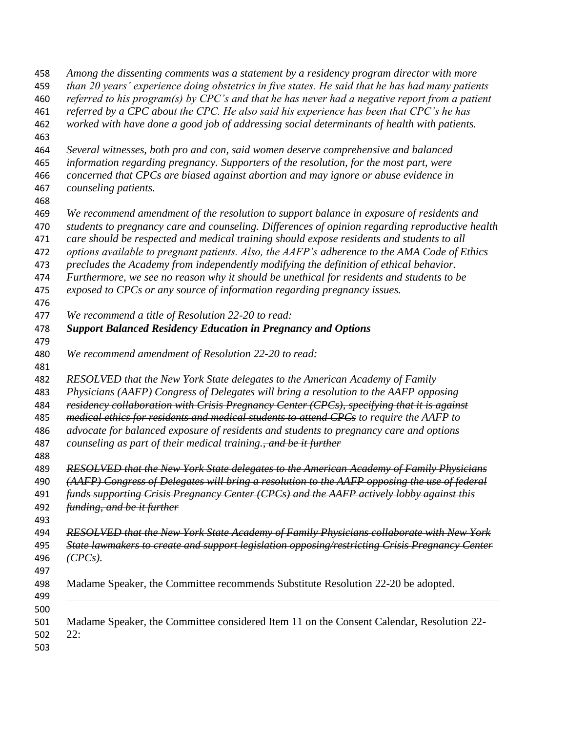*Among the dissenting comments was a statement by a residency program director with more than 20 years' experience doing obstetrics in five states. He said that he has had many patients referred to his program(s) by CPC's and that he has never had a negative report from a patient referred by a CPC about the CPC. He also said his experience has been that CPC's he has worked with have done a good job of addressing social determinants of health with patients.*

*Several witnesses, both pro and con, said women deserve comprehensive and balanced information regarding pregnancy. Supporters of the resolution, for the most part, were concerned that CPCs are biased against abortion and may ignore or abuse evidence in counseling patients.*

*We recommend amendment of the resolution to support balance in exposure of residents and students to pregnancy care and counseling. Differences of opinion regarding reproductive health care should be respected and medical training should expose residents and students to all options available to pregnant patients. Also, the AAFP's adherence to the AMA Code of Ethics precludes the Academy from independently modifying the definition of ethical behavior. Furthermore, we see no reason why it should be unethical for residents and students to be exposed to CPCs or any source of information regarding pregnancy issues.*

*We recommend a title of Resolution 22-20 to read:*
***Support Balanced Residency Education in Pregnancy and Options***

*We recommend amendment of Resolution 22-20 to read:*

*RESOLVED that the New York State delegates to the American Academy of Family Physicians (AAFP) Congress of Delegates will bring a resolution to the AAFP ~~opposing residency collaboration with Crisis Pregnancy Center (CPCs), specifying that it is against medical ethics for residents and medical students to attend CPCs~~ to require the AAFP to advocate for balanced exposure of residents and students to pregnancy care and options counseling as part of their medical training.~~, and be it further~~*

*~~RESOLVED that the New York State delegates to the American Academy of Family Physicians (AAFP) Congress of Delegates will bring a resolution to the AAFP opposing the use of federal funds supporting Crisis Pregnancy Center (CPCs) and the AAFP actively lobby against this funding, and be it further~~*

*~~RESOLVED that the New York State Academy of Family Physicians collaborate with New York State lawmakers to create and support legislation opposing/restricting Crisis Pregnancy Center (CPCs).~~*

Madame Speaker, the Committee recommends Substitute Resolution 22-20 be adopted.

---

Madame Speaker, the Committee considered Item 11 on the Consent Calendar, Resolution 22-22: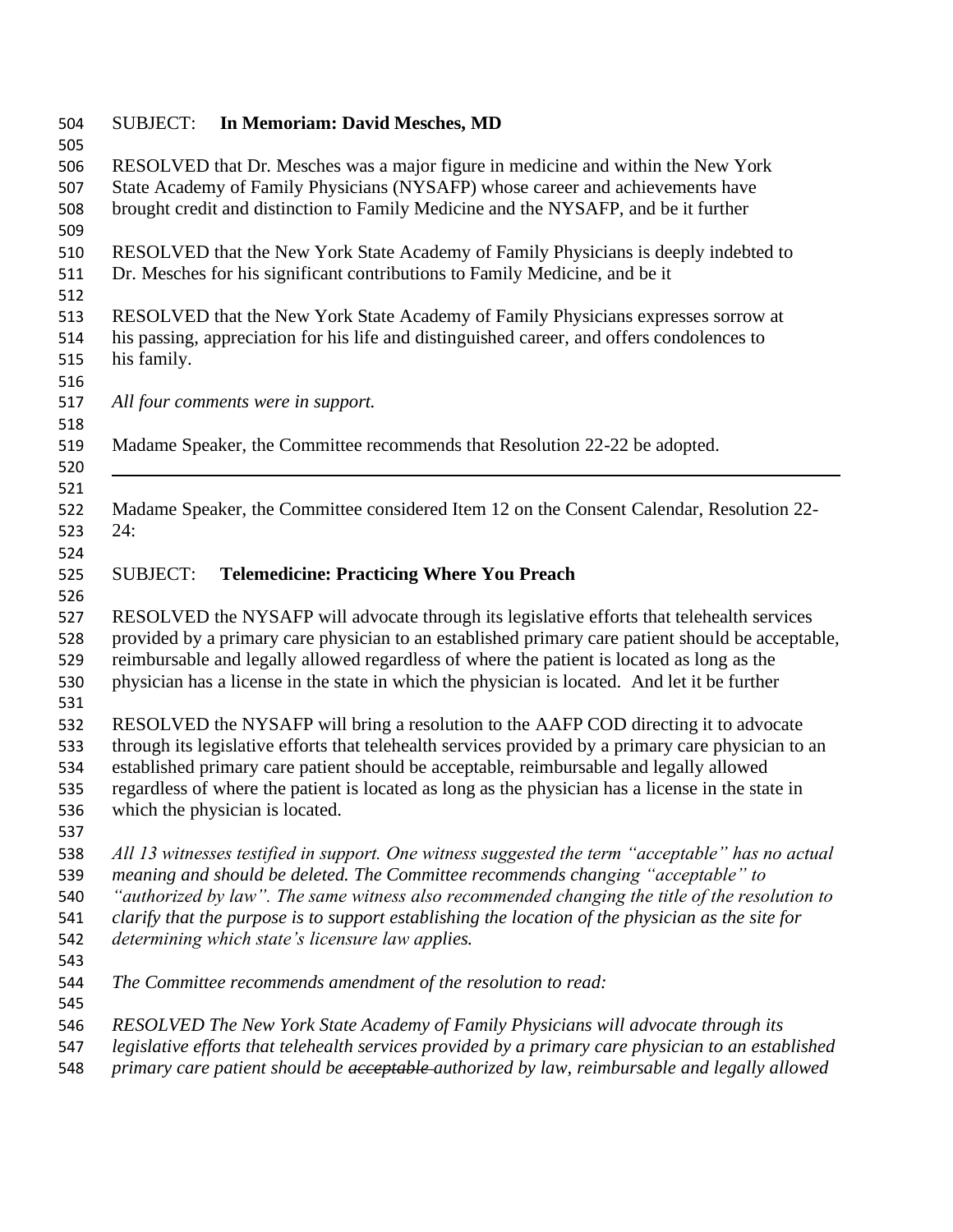SUBJECT: **In Memoriam: David Mesches, MD**

RESOLVED that Dr. Mesches was a major figure in medicine and within the New York State Academy of Family Physicians (NYSAFP) whose career and achievements have brought credit and distinction to Family Medicine and the NYSAFP, and be it further

RESOLVED that the New York State Academy of Family Physicians is deeply indebted to Dr. Mesches for his significant contributions to Family Medicine, and be it

RESOLVED that the New York State Academy of Family Physicians expresses sorrow at his passing, appreciation for his life and distinguished career, and offers condolences to his family.

*All four comments were in support.*

Madame Speaker, the Committee recommends that Resolution 22-22 be adopted.

---

Madame Speaker, the Committee considered Item 12 on the Consent Calendar, Resolution 22-24:

SUBJECT: **Telemedicine: Practicing Where You Preach**

RESOLVED the NYSAFP will advocate through its legislative efforts that telehealth services provided by a primary care physician to an established primary care patient should be acceptable, reimbursable and legally allowed regardless of where the patient is located as long as the physician has a license in the state in which the physician is located. And let it be further

RESOLVED the NYSAFP will bring a resolution to the AAFP COD directing it to advocate through its legislative efforts that telehealth services provided by a primary care physician to an established primary care patient should be acceptable, reimbursable and legally allowed regardless of where the patient is located as long as the physician has a license in the state in which the physician is located.

*All 13 witnesses testified in support. One witness suggested the term "acceptable" has no actual meaning and should be deleted. The Committee recommends changing "acceptable" to "authorized by law". The same witness also recommended changing the title of the resolution to clarify that the purpose is to support establishing the location of the physician as the site for determining which state's licensure law applies.*

*The Committee recommends amendment of the resolution to read:*

*RESOLVED The New York State Academy of Family Physicians will advocate through its legislative efforts that telehealth services provided by a primary care physician to an established primary care patient should be ~~acceptable~~ authorized by law, reimbursable and legally allowed*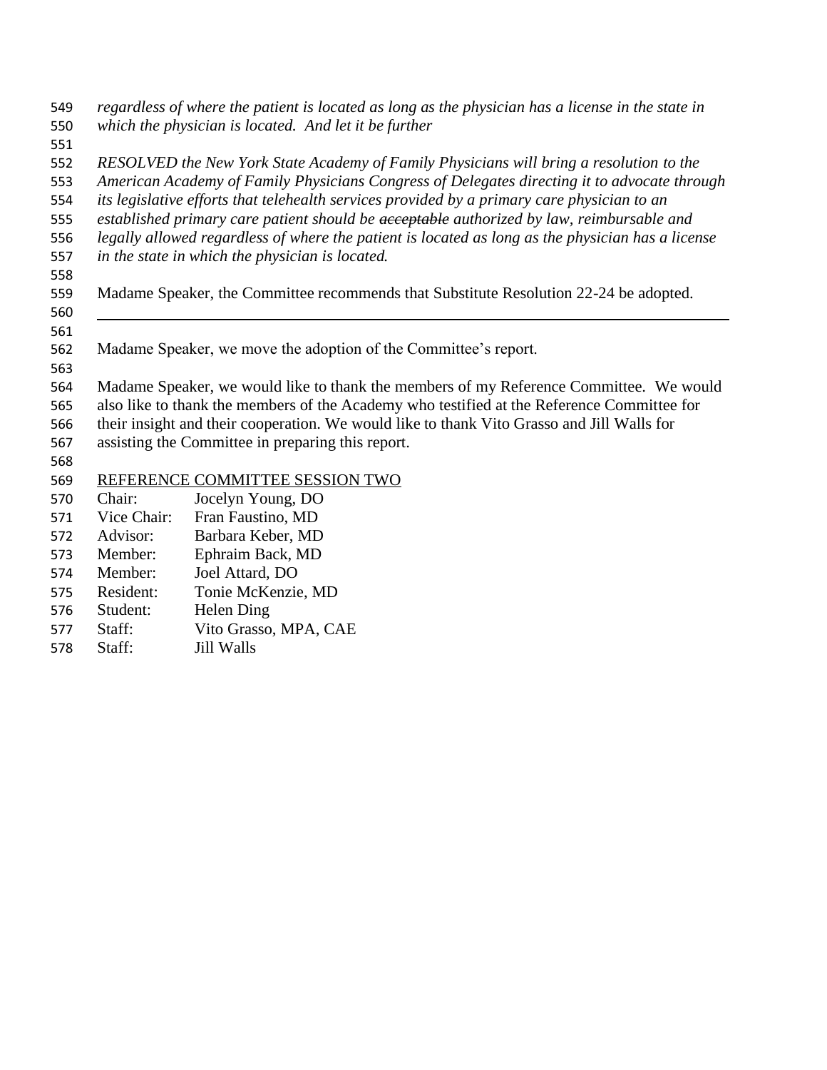*regardless of where the patient is located as long as the physician has a license in the state in which the physician is located. And let it be further*

*RESOLVED the New York State Academy of Family Physicians will bring a resolution to the American Academy of Family Physicians Congress of Delegates directing it to advocate through its legislative efforts that telehealth services provided by a primary care physician to an established primary care patient should be ~~acceptable~~ authorized by law, reimbursable and legally allowed regardless of where the patient is located as long as the physician has a license in the state in which the physician is located.*

Madame Speaker, the Committee recommends that Substitute Resolution 22-24 be adopted.

---

Madame Speaker, we move the adoption of the Committee's report.

Madame Speaker, we would like to thank the members of my Reference Committee. We would also like to thank the members of the Academy who testified at the Reference Committee for their insight and their cooperation. We would like to thank Vito Grasso and Jill Walls for assisting the Committee in preparing this report.

<u>REFERENCE COMMITTEE SESSION TWO</u>

| | |
|---|---|
| Chair: | Jocelyn Young, DO |
| Vice Chair: | Fran Faustino, MD |
| Advisor: | Barbara Keber, MD |
| Member: | Ephraim Back, MD |
| Member: | Joel Attard, DO |
| Resident: | Tonie McKenzie, MD |
| Student: | Helen Ding |
| Staff: | Vito Grasso, MPA, CAE |
| Staff: | Jill Walls |